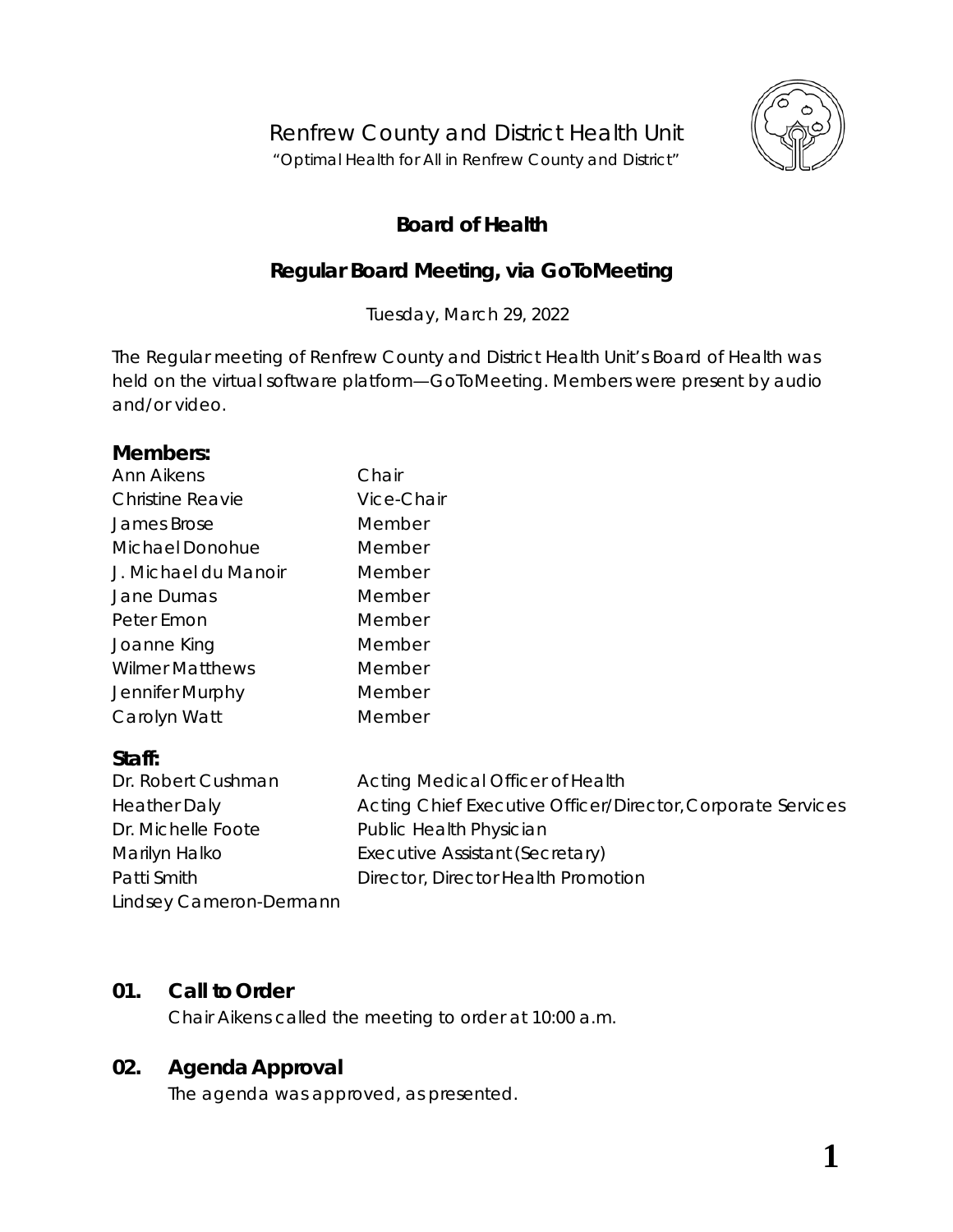Renfrew County and District Health Unit

*"Optimal Health for All in Renfrew County and District"*

# Board of Health

## Regular Board Meeting, via GoToMeeting

Tuesday, March 29, 2022

The Regular meeting of Renfrew County and District Health Unit's Board of Health was held on the virtual software platform—GoToMeeting. Members were present by audio and/or video.

### Members:

| | |
|---|---|
| Ann Aikens | Chair |
| Christine Reavie | Vice-Chair |
| James Brose | Member |
| Michael Donohue | Member |
| J. Michael du Manoir | Member |
| Jane Dumas | Member |
| Peter Emon | Member |
| Joanne King | Member |
| Wilmer Matthews | Member |
| Jennifer Murphy | Member |
| Carolyn Watt | Member |

### Staff:

| | |
|---|---|
| Dr. Robert Cushman | Acting Medical Officer of Health |
| Heather Daly | Acting Chief Executive Officer/Director, Corporate Services |
| Dr. Michelle Foote | Public Health Physician |
| Marilyn Halko | Executive Assistant (Secretary) |
| Patti Smith | Director, Director Health Promotion |
| Lindsey Cameron-Dermann | |

## 01. Call to Order

Chair Aikens called the meeting to order at 10:00 a.m.

## 02. Agenda Approval

The agenda was approved, as presented.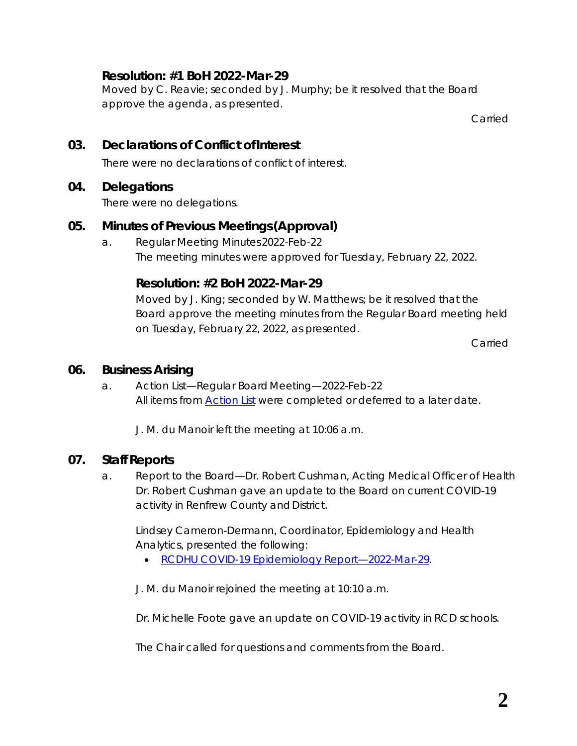**Resolution: #1 BoH 2022-Mar-29**

Moved by C. Reavie; seconded by J. Murphy; be it resolved that the Board approve the agenda, as presented.

Carried

## 03. Declarations of Conflict of Interest

There were no declarations of conflict of interest.

## 04. Delegations

There were no delegations.

## 05. Minutes of Previous Meetings (Approval)

a. Regular Meeting Minutes 2022-Feb-22

The meeting minutes were approved for Tuesday, February 22, 2022.

**Resolution: #2 BoH 2022-Mar-29**

Moved by J. King; seconded by W. Matthews; be it resolved that the Board approve the meeting minutes from the Regular Board meeting held on Tuesday, February 22, 2022, as presented.

Carried

## 06. Business Arising

a. Action List—Regular Board Meeting—2022-Feb-22

All items from Action List were completed or deferred to a later date.

J. M. du Manoir left the meeting at 10:06 a.m.

## 07. Staff Reports

a. Report to the Board—Dr. Robert Cushman, Acting Medical Officer of Health

Dr. Robert Cushman gave an update to the Board on current COVID-19 activity in Renfrew County and District.

Lindsey Cameron-Dermann, Coordinator, Epidemiology and Health Analytics, presented the following:

- RCDHU COVID-19 Epidemiology Report—2022-Mar-29.

J. M. du Manoir rejoined the meeting at 10:10 a.m.

Dr. Michelle Foote gave an update on COVID-19 activity in RCD schools.

The Chair called for questions and comments from the Board.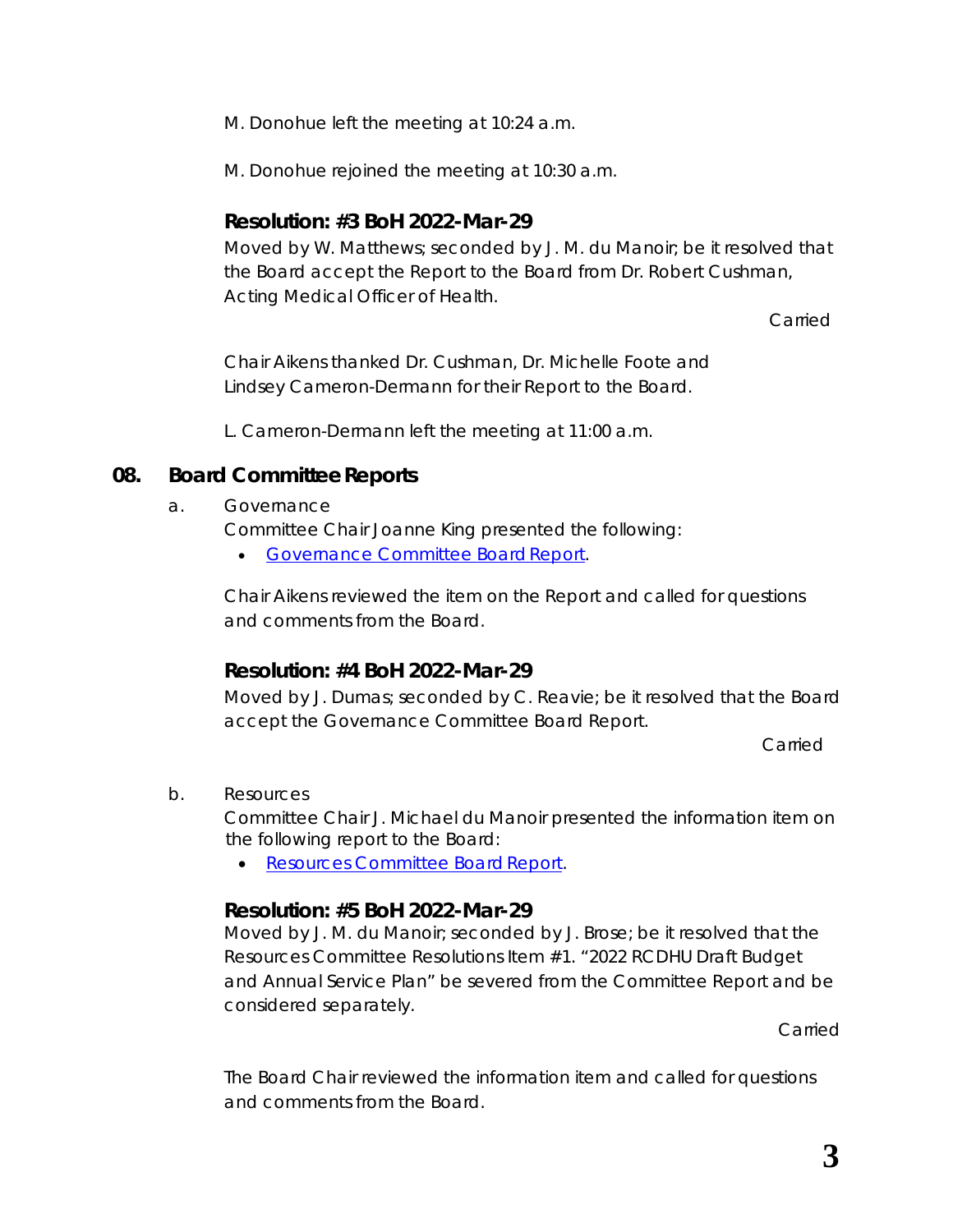M. Donohue left the meeting at 10:24 a.m.

M. Donohue rejoined the meeting at 10:30 a.m.

### Resolution: #3 BoH 2022-Mar-29

Moved by W. Matthews; seconded by J. M. du Manoir; be it resolved that the Board accept the Report to the Board from Dr. Robert Cushman, Acting Medical Officer of Health.

Carried

Chair Aikens thanked Dr. Cushman, Dr. Michelle Foote and Lindsey Cameron-Dermann for their Report to the Board.

L. Cameron-Dermann left the meeting at 11:00 a.m.

## 08. Board Committee Reports

a. Governance

Committee Chair Joanne King presented the following:

- Governance Committee Board Report.

Chair Aikens reviewed the item on the Report and called for questions and comments from the Board.

### Resolution: #4 BoH 2022-Mar-29

Moved by J. Dumas; seconded by C. Reavie; be it resolved that the Board accept the Governance Committee Board Report.

Carried

b. Resources

Committee Chair J. Michael du Manoir presented the information item on the following report to the Board:

- Resources Committee Board Report.

### Resolution: #5 BoH 2022-Mar-29

Moved by J. M. du Manoir; seconded by J. Brose; be it resolved that the Resources Committee Resolutions Item #1. "2022 RCDHU Draft Budget and Annual Service Plan" be severed from the Committee Report and be considered separately.

Carried

The Board Chair reviewed the information item and called for questions and comments from the Board.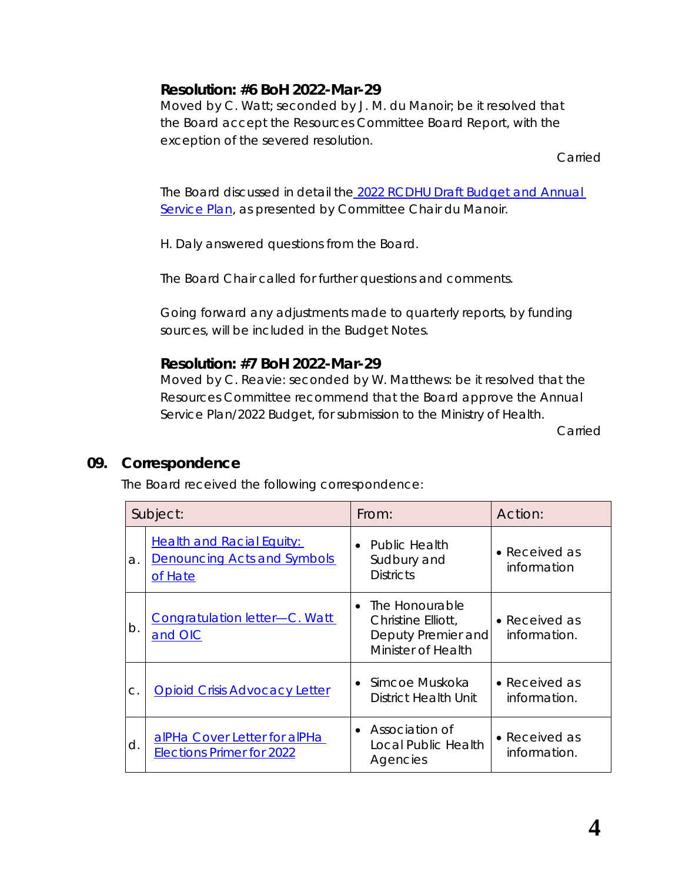**Resolution: #6 BoH 2022-Mar-29**
Moved by C. Watt; seconded by J. M. du Manoir; be it resolved that the Board accept the Resources Committee Board Report, with the exception of the severed resolution.

Carried

The Board discussed in detail the [2022 RCDHU Draft Budget and Annual Service Plan], as presented by Committee Chair du Manoir.

H. Daly answered questions from the Board.

The Board Chair called for further questions and comments.

Going forward any adjustments made to quarterly reports, by funding sources, will be included in the Budget Notes.

**Resolution: #7 BoH 2022-Mar-29**
Moved by C. Reavie: seconded by W. Matthews: be it resolved that the Resources Committee recommend that the Board approve the Annual Service Plan/2022 Budget, for submission to the Ministry of Health.

Carried

## 09. Correspondence

The Board received the following correspondence:

| | Subject: | From: | Action: |
|---|---|---|---|
| a. | Health and Racial Equity: Denouncing Acts and Symbols of Hate | • Public Health Sudbury and Districts | • Received as information |
| b. | Congratulation letter—C. Watt and OIC | • The Honourable Christine Elliott, Deputy Premier and Minister of Health | • Received as information. |
| c. | Opioid Crisis Advocacy Letter | • Simcoe Muskoka District Health Unit | • Received as information. |
| d. | alPHa Cover Letter for alPHa Elections Primer for 2022 | • Association of Local Public Health Agencies | • Received as information. |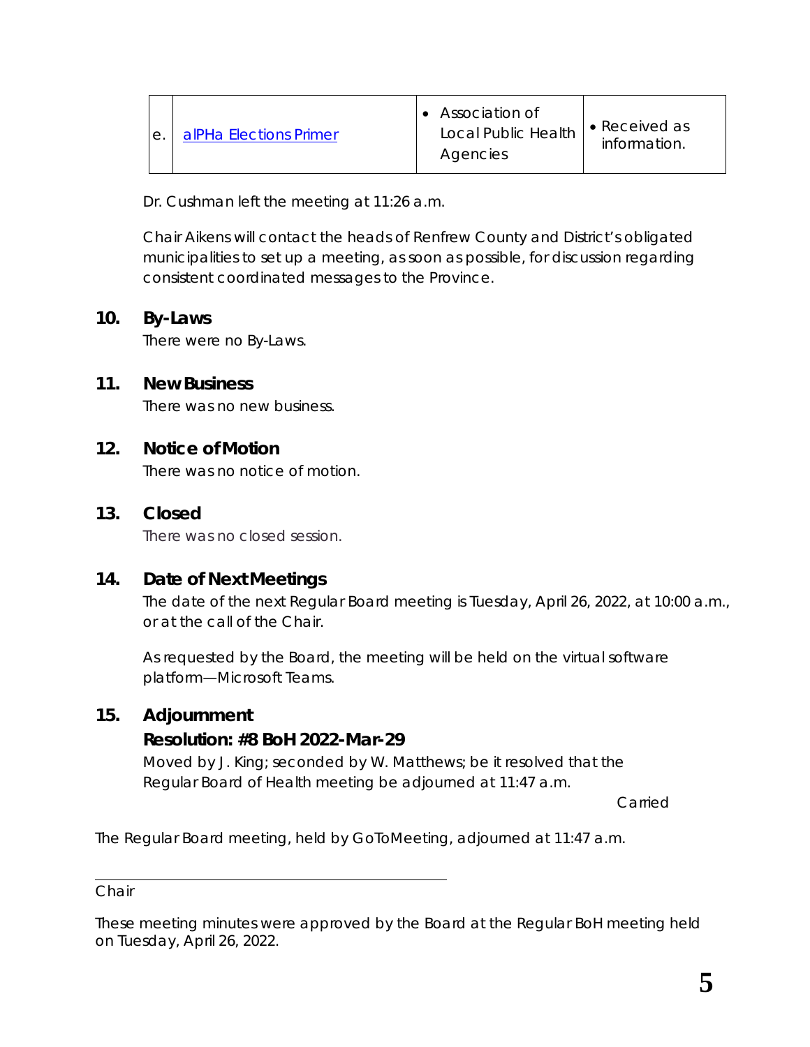| | | | |
|---|---|---|---|
| e. | alPHa Elections Primer | • Association of Local Public Health Agencies | • Received as information. |

Dr. Cushman left the meeting at 11:26 a.m.

Chair Aikens will contact the heads of Renfrew County and District's obligated municipalities to set up a meeting, as soon as possible, for discussion regarding consistent coordinated messages to the Province.

## 10. By-Laws

There were no By-Laws.

## 11. New Business

There was no new business.

## 12. Notice of Motion

There was no notice of motion.

## 13. Closed

There was no closed session.

## 14. Date of Next Meetings

The date of the next Regular Board meeting is Tuesday, April 26, 2022, at 10:00 a.m., or at the call of the Chair.

As requested by the Board, the meeting will be held on the virtual software platform—Microsoft Teams.

## 15. Adjournment

**Resolution: #8 BoH 2022-Mar-29**

Moved by J. King; seconded by W. Matthews; be it resolved that the Regular Board of Health meeting be adjourned at 11:47 a.m.

Carried

The Regular Board meeting, held by GoToMeeting, adjourned at 11:47 a.m.

---

Chair

These meeting minutes were approved by the Board at the Regular BoH meeting held on Tuesday, April 26, 2022.